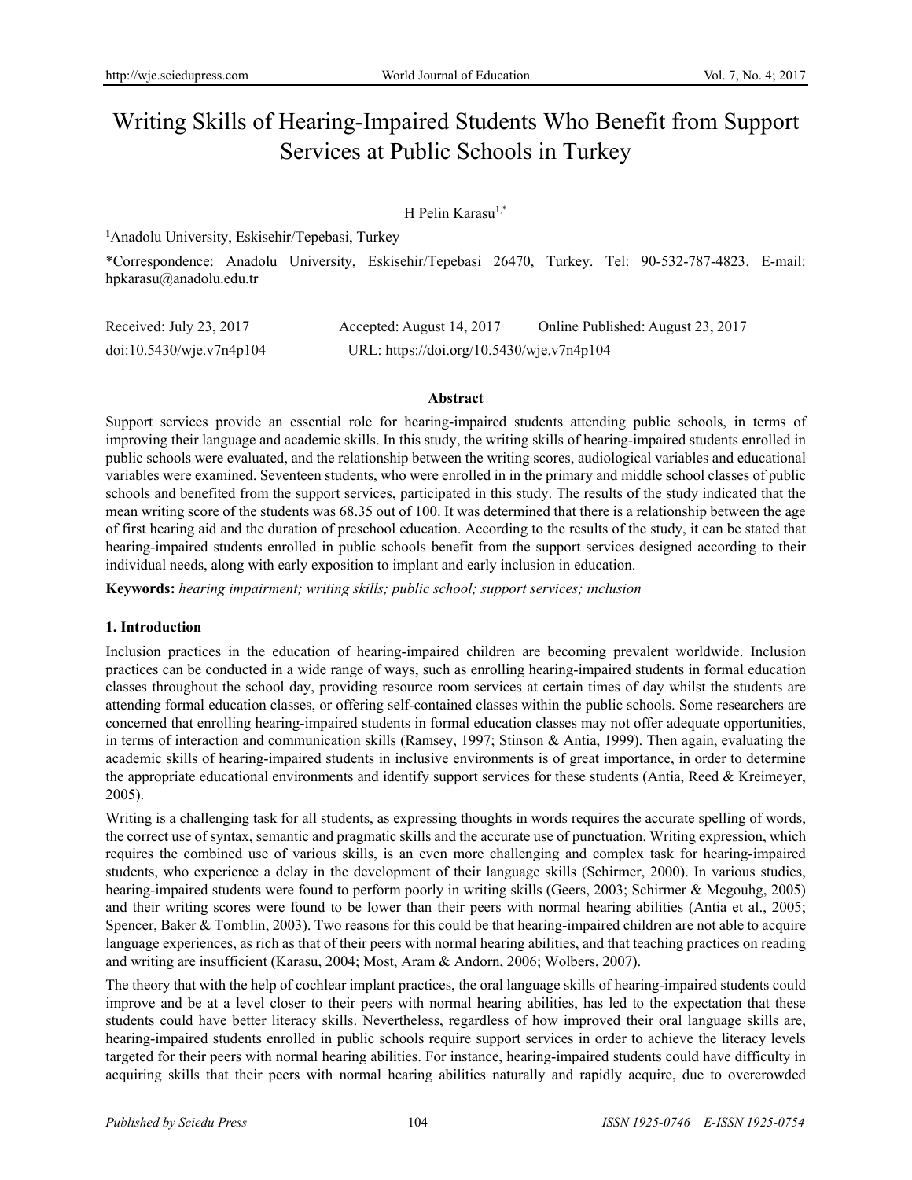# Writing Skills of Hearing-Impaired Students Who Benefit from Support Services at Public Schools in Turkey

H Pelin Karasu[1,*]

[1]Anadolu University, Eskisehir/Tepebasi, Turkey

*Correspondence: Anadolu University, Eskisehir/Tepebasi 26470, Turkey. Tel: 90-532-787-4823. E-mail: hpkarasu@anadolu.edu.tr

Received: July 23, 2017 Accepted: August 14, 2017 Online Published: August 23, 2017

doi:10.5430/wje.v7n4p104 URL: https://doi.org/10.5430/wje.v7n4p104

## Abstract

Support services provide an essential role for hearing-impaired students attending public schools, in terms of improving their language and academic skills. In this study, the writing skills of hearing-impaired students enrolled in public schools were evaluated, and the relationship between the writing scores, audiological variables and educational variables were examined. Seventeen students, who were enrolled in in the primary and middle school classes of public schools and benefited from the support services, participated in this study. The results of the study indicated that the mean writing score of the students was 68.35 out of 100. It was determined that there is a relationship between the age of first hearing aid and the duration of preschool education. According to the results of the study, it can be stated that hearing-impaired students enrolled in public schools benefit from the support services designed according to their individual needs, along with early exposition to implant and early inclusion in education.

**Keywords:** *hearing impairment; writing skills; public school; support services; inclusion*

## 1. Introduction

Inclusion practices in the education of hearing-impaired children are becoming prevalent worldwide. Inclusion practices can be conducted in a wide range of ways, such as enrolling hearing-impaired students in formal education classes throughout the school day, providing resource room services at certain times of day whilst the students are attending formal education classes, or offering self-contained classes within the public schools. Some researchers are concerned that enrolling hearing-impaired students in formal education classes may not offer adequate opportunities, in terms of interaction and communication skills (Ramsey, 1997; Stinson & Antia, 1999). Then again, evaluating the academic skills of hearing-impaired students in inclusive environments is of great importance, in order to determine the appropriate educational environments and identify support services for these students (Antia, Reed & Kreimeyer, 2005).

Writing is a challenging task for all students, as expressing thoughts in words requires the accurate spelling of words, the correct use of syntax, semantic and pragmatic skills and the accurate use of punctuation. Writing expression, which requires the combined use of various skills, is an even more challenging and complex task for hearing-impaired students, who experience a delay in the development of their language skills (Schirmer, 2000). In various studies, hearing-impaired students were found to perform poorly in writing skills (Geers, 2003; Schirmer & Mcgouhg, 2005) and their writing scores were found to be lower than their peers with normal hearing abilities (Antia et al., 2005; Spencer, Baker & Tomblin, 2003). Two reasons for this could be that hearing-impaired children are not able to acquire language experiences, as rich as that of their peers with normal hearing abilities, and that teaching practices on reading and writing are insufficient (Karasu, 2004; Most, Aram & Andorn, 2006; Wolbers, 2007).

The theory that with the help of cochlear implant practices, the oral language skills of hearing-impaired students could improve and be at a level closer to their peers with normal hearing abilities, has led to the expectation that these students could have better literacy skills. Nevertheless, regardless of how improved their oral language skills are, hearing-impaired students enrolled in public schools require support services in order to achieve the literacy levels targeted for their peers with normal hearing abilities. For instance, hearing-impaired students could have difficulty in acquiring skills that their peers with normal hearing abilities naturally and rapidly acquire, due to overcrowded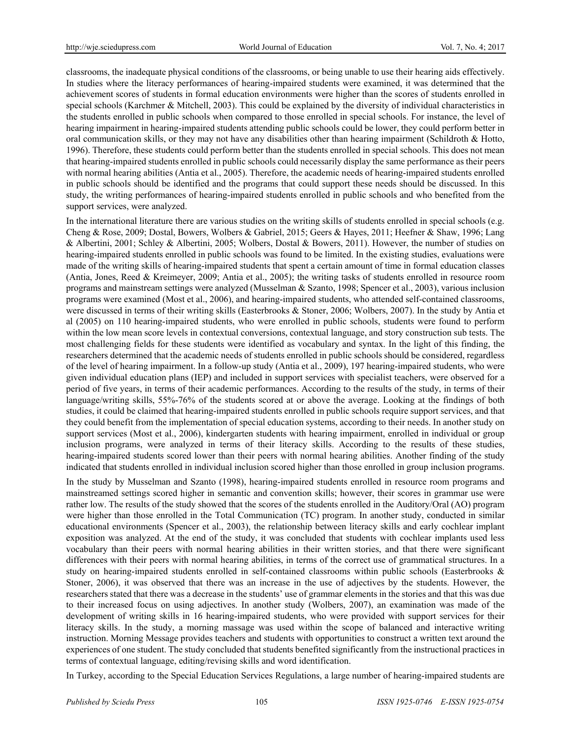classrooms, the inadequate physical conditions of the classrooms, or being unable to use their hearing aids effectively. In studies where the literacy performances of hearing-impaired students were examined, it was determined that the achievement scores of students in formal education environments were higher than the scores of students enrolled in special schools (Karchmer & Mitchell, 2003). This could be explained by the diversity of individual characteristics in the students enrolled in public schools when compared to those enrolled in special schools. For instance, the level of hearing impairment in hearing-impaired students attending public schools could be lower, they could perform better in oral communication skills, or they may not have any disabilities other than hearing impairment (Schildroth & Hotto, 1996). Therefore, these students could perform better than the students enrolled in special schools. This does not mean that hearing-impaired students enrolled in public schools could necessarily display the same performance as their peers with normal hearing abilities (Antia et al., 2005). Therefore, the academic needs of hearing-impaired students enrolled in public schools should be identified and the programs that could support these needs should be discussed. In this study, the writing performances of hearing-impaired students enrolled in public schools and who benefited from the support services, were analyzed.

In the international literature there are various studies on the writing skills of students enrolled in special schools (e.g. Cheng & Rose, 2009; Dostal, Bowers, Wolbers & Gabriel, 2015; Geers & Hayes, 2011; Heefner & Shaw, 1996; Lang & Albertini, 2001; Schley & Albertini, 2005; Wolbers, Dostal & Bowers, 2011). However, the number of studies on hearing-impaired students enrolled in public schools was found to be limited. In the existing studies, evaluations were made of the writing skills of hearing-impaired students that spent a certain amount of time in formal education classes (Antia, Jones, Reed & Kreimeyer, 2009; Antia et al., 2005); the writing tasks of students enrolled in resource room programs and mainstream settings were analyzed (Musselman & Szanto, 1998; Spencer et al., 2003), various inclusion programs were examined (Most et al., 2006), and hearing-impaired students, who attended self-contained classrooms, were discussed in terms of their writing skills (Easterbrooks & Stoner, 2006; Wolbers, 2007). In the study by Antia et al (2005) on 110 hearing-impaired students, who were enrolled in public schools, students were found to perform within the low mean score levels in contextual conversions, contextual language, and story construction sub tests. The most challenging fields for these students were identified as vocabulary and syntax. In the light of this finding, the researchers determined that the academic needs of students enrolled in public schools should be considered, regardless of the level of hearing impairment. In a follow-up study (Antia et al., 2009), 197 hearing-impaired students, who were given individual education plans (IEP) and included in support services with specialist teachers, were observed for a period of five years, in terms of their academic performances. According to the results of the study, in terms of their language/writing skills, 55%-76% of the students scored at or above the average. Looking at the findings of both studies, it could be claimed that hearing-impaired students enrolled in public schools require support services, and that they could benefit from the implementation of special education systems, according to their needs. In another study on support services (Most et al., 2006), kindergarten students with hearing impairment, enrolled in individual or group inclusion programs, were analyzed in terms of their literacy skills. According to the results of these studies, hearing-impaired students scored lower than their peers with normal hearing abilities. Another finding of the study indicated that students enrolled in individual inclusion scored higher than those enrolled in group inclusion programs.

In the study by Musselman and Szanto (1998), hearing-impaired students enrolled in resource room programs and mainstreamed settings scored higher in semantic and convention skills; however, their scores in grammar use were rather low. The results of the study showed that the scores of the students enrolled in the Auditory/Oral (AO) program were higher than those enrolled in the Total Communication (TC) program. In another study, conducted in similar educational environments (Spencer et al., 2003), the relationship between literacy skills and early cochlear implant exposition was analyzed. At the end of the study, it was concluded that students with cochlear implants used less vocabulary than their peers with normal hearing abilities in their written stories, and that there were significant differences with their peers with normal hearing abilities, in terms of the correct use of grammatical structures. In a study on hearing-impaired students enrolled in self-contained classrooms within public schools (Easterbrooks & Stoner, 2006), it was observed that there was an increase in the use of adjectives by the students. However, the researchers stated that there was a decrease in the students' use of grammar elements in the stories and that this was due to their increased focus on using adjectives. In another study (Wolbers, 2007), an examination was made of the development of writing skills in 16 hearing-impaired students, who were provided with support services for their literacy skills. In the study, a morning massage was used within the scope of balanced and interactive writing instruction. Morning Message provides teachers and students with opportunities to construct a written text around the experiences of one student. The study concluded that students benefited significantly from the instructional practices in terms of contextual language, editing/revising skills and word identification.

In Turkey, according to the Special Education Services Regulations, a large number of hearing-impaired students are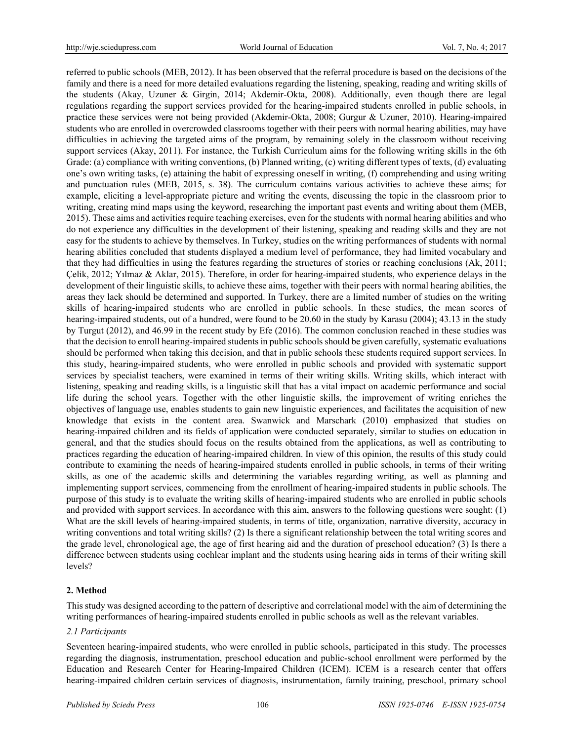referred to public schools (MEB, 2012). It has been observed that the referral procedure is based on the decisions of the family and there is a need for more detailed evaluations regarding the listening, speaking, reading and writing skills of the students (Akay, Uzuner & Girgin, 2014; Akdemir-Okta, 2008). Additionally, even though there are legal regulations regarding the support services provided for the hearing-impaired students enrolled in public schools, in practice these services were not being provided (Akdemir-Okta, 2008; Gurgur & Uzuner, 2010). Hearing-impaired students who are enrolled in overcrowded classrooms together with their peers with normal hearing abilities, may have difficulties in achieving the targeted aims of the program, by remaining solely in the classroom without receiving support services (Akay, 2011). For instance, the Turkish Curriculum aims for the following writing skills in the 6th Grade: (a) compliance with writing conventions, (b) Planned writing, (c) writing different types of texts, (d) evaluating one's own writing tasks, (e) attaining the habit of expressing oneself in writing, (f) comprehending and using writing and punctuation rules (MEB, 2015, s. 38). The curriculum contains various activities to achieve these aims; for example, eliciting a level-appropriate picture and writing the events, discussing the topic in the classroom prior to writing, creating mind maps using the keyword, researching the important past events and writing about them (MEB, 2015). These aims and activities require teaching exercises, even for the students with normal hearing abilities and who do not experience any difficulties in the development of their listening, speaking and reading skills and they are not easy for the students to achieve by themselves. In Turkey, studies on the writing performances of students with normal hearing abilities concluded that students displayed a medium level of performance, they had limited vocabulary and that they had difficulties in using the features regarding the structures of stories or reaching conclusions (Ak, 2011; Çelik, 2012; Yılmaz & Aklar, 2015). Therefore, in order for hearing-impaired students, who experience delays in the development of their linguistic skills, to achieve these aims, together with their peers with normal hearing abilities, the areas they lack should be determined and supported. In Turkey, there are a limited number of studies on the writing skills of hearing-impaired students who are enrolled in public schools. In these studies, the mean scores of hearing-impaired students, out of a hundred, were found to be 20.60 in the study by Karasu (2004); 43.13 in the study by Turgut (2012), and 46.99 in the recent study by Efe (2016). The common conclusion reached in these studies was that the decision to enroll hearing-impaired students in public schools should be given carefully, systematic evaluations should be performed when taking this decision, and that in public schools these students required support services. In this study, hearing-impaired students, who were enrolled in public schools and provided with systematic support services by specialist teachers, were examined in terms of their writing skills. Writing skills, which interact with listening, speaking and reading skills, is a linguistic skill that has a vital impact on academic performance and social life during the school years. Together with the other linguistic skills, the improvement of writing enriches the objectives of language use, enables students to gain new linguistic experiences, and facilitates the acquisition of new knowledge that exists in the content area. Swanwick and Marschark (2010) emphasized that studies on hearing-impaired children and its fields of application were conducted separately, similar to studies on education in general, and that the studies should focus on the results obtained from the applications, as well as contributing to practices regarding the education of hearing-impaired children. In view of this opinion, the results of this study could contribute to examining the needs of hearing-impaired students enrolled in public schools, in terms of their writing skills, as one of the academic skills and determining the variables regarding writing, as well as planning and implementing support services, commencing from the enrollment of hearing-impaired students in public schools. The purpose of this study is to evaluate the writing skills of hearing-impaired students who are enrolled in public schools and provided with support services. In accordance with this aim, answers to the following questions were sought: (1) What are the skill levels of hearing-impaired students, in terms of title, organization, narrative diversity, accuracy in writing conventions and total writing skills? (2) Is there a significant relationship between the total writing scores and the grade level, chronological age, the age of first hearing aid and the duration of preschool education? (3) Is there a difference between students using cochlear implant and the students using hearing aids in terms of their writing skill levels?

## 2. Method

This study was designed according to the pattern of descriptive and correlational model with the aim of determining the writing performances of hearing-impaired students enrolled in public schools as well as the relevant variables.

### *2.1 Participants*

Seventeen hearing-impaired students, who were enrolled in public schools, participated in this study. The processes regarding the diagnosis, instrumentation, preschool education and public-school enrollment were performed by the Education and Research Center for Hearing-Impaired Children (ICEM). ICEM is a research center that offers hearing-impaired children certain services of diagnosis, instrumentation, family training, preschool, primary school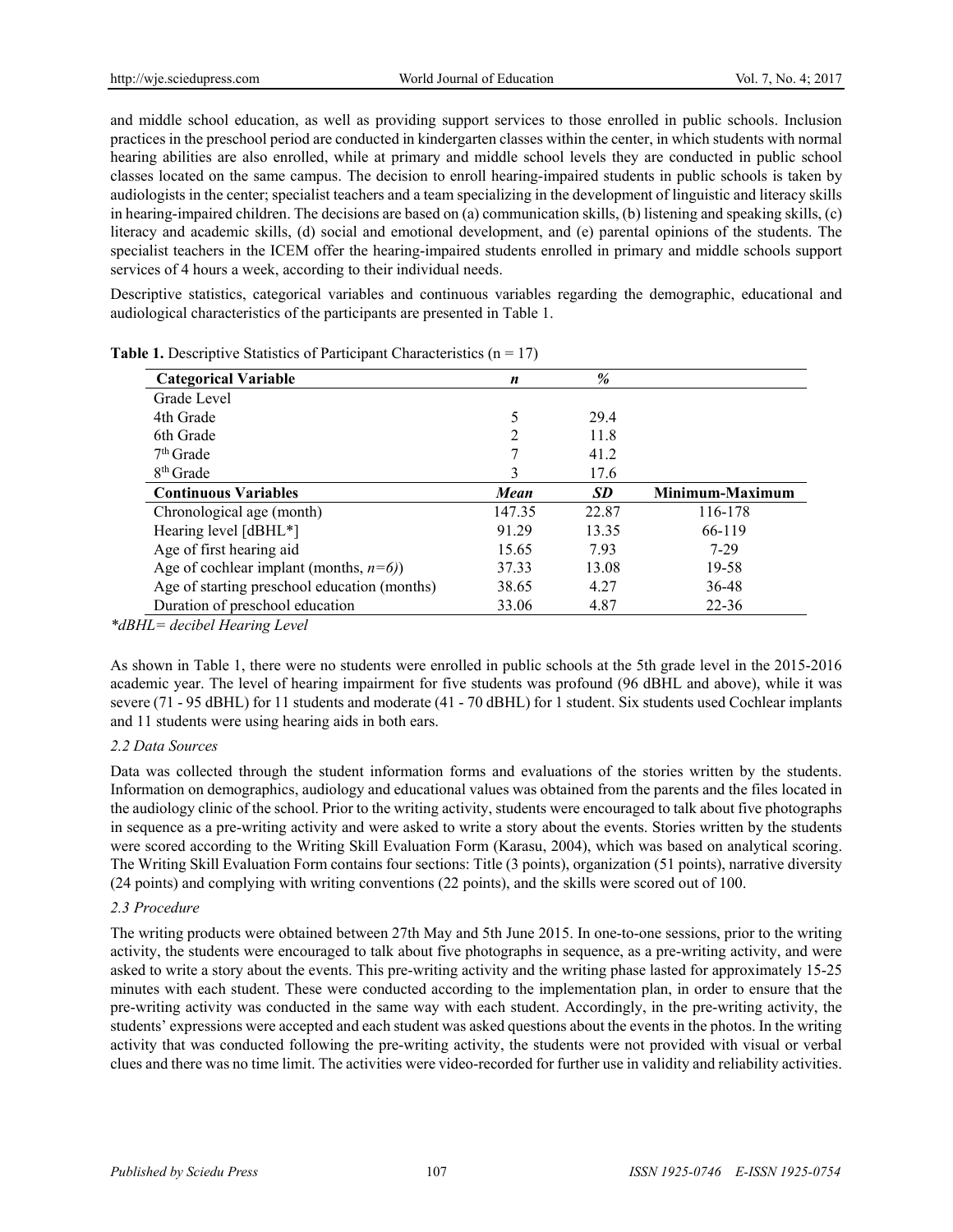and middle school education, as well as providing support services to those enrolled in public schools. Inclusion practices in the preschool period are conducted in kindergarten classes within the center, in which students with normal hearing abilities are also enrolled, while at primary and middle school levels they are conducted in public school classes located on the same campus. The decision to enroll hearing-impaired students in public schools is taken by audiologists in the center; specialist teachers and a team specializing in the development of linguistic and literacy skills in hearing-impaired children. The decisions are based on (a) communication skills, (b) listening and speaking skills, (c) literacy and academic skills, (d) social and emotional development, and (e) parental opinions of the students. The specialist teachers in the ICEM offer the hearing-impaired students enrolled in primary and middle schools support services of 4 hours a week, according to their individual needs.

Descriptive statistics, categorical variables and continuous variables regarding the demographic, educational and audiological characteristics of the participants are presented in Table 1.

**Table 1.** Descriptive Statistics of Participant Characteristics (n = 17)

| **Categorical Variable** | ***n*** | ***%*** | |
|---|---|---|---|
| Grade Level | | | |
| 4th Grade | 5 | 29.4 | |
| 6th Grade | 2 | 11.8 | |
| 7th Grade | 7 | 41.2 | |
| 8th Grade | 3 | 17.6 | |
| **Continuous Variables** | ***Mean*** | ***SD*** | **Minimum-Maximum** |
| Chronological age (month) | 147.35 | 22.87 | 116-178 |
| Hearing level [dBHL*] | 91.29 | 13.35 | 66-119 |
| Age of first hearing aid | 15.65 | 7.93 | 7-29 |
| Age of cochlear implant (months, *n=6)*) | 37.33 | 13.08 | 19-58 |
| Age of starting preschool education (months) | 38.65 | 4.27 | 36-48 |
| Duration of preschool education | 33.06 | 4.87 | 22-36 |

*\*dBHL= decibel Hearing Level*

As shown in Table 1, there were no students were enrolled in public schools at the 5th grade level in the 2015-2016 academic year. The level of hearing impairment for five students was profound (96 dBHL and above), while it was severe (71 - 95 dBHL) for 11 students and moderate (41 - 70 dBHL) for 1 student. Six students used Cochlear implants and 11 students were using hearing aids in both ears.

### *2.2 Data Sources*

Data was collected through the student information forms and evaluations of the stories written by the students. Information on demographics, audiology and educational values was obtained from the parents and the files located in the audiology clinic of the school. Prior to the writing activity, students were encouraged to talk about five photographs in sequence as a pre-writing activity and were asked to write a story about the events. Stories written by the students were scored according to the Writing Skill Evaluation Form (Karasu, 2004), which was based on analytical scoring. The Writing Skill Evaluation Form contains four sections: Title (3 points), organization (51 points), narrative diversity (24 points) and complying with writing conventions (22 points), and the skills were scored out of 100.

### *2.3 Procedure*

The writing products were obtained between 27th May and 5th June 2015. In one-to-one sessions, prior to the writing activity, the students were encouraged to talk about five photographs in sequence, as a pre-writing activity, and were asked to write a story about the events. This pre-writing activity and the writing phase lasted for approximately 15-25 minutes with each student. These were conducted according to the implementation plan, in order to ensure that the pre-writing activity was conducted in the same way with each student. Accordingly, in the pre-writing activity, the students' expressions were accepted and each student was asked questions about the events in the photos. In the writing activity that was conducted following the pre-writing activity, the students were not provided with visual or verbal clues and there was no time limit. The activities were video-recorded for further use in validity and reliability activities.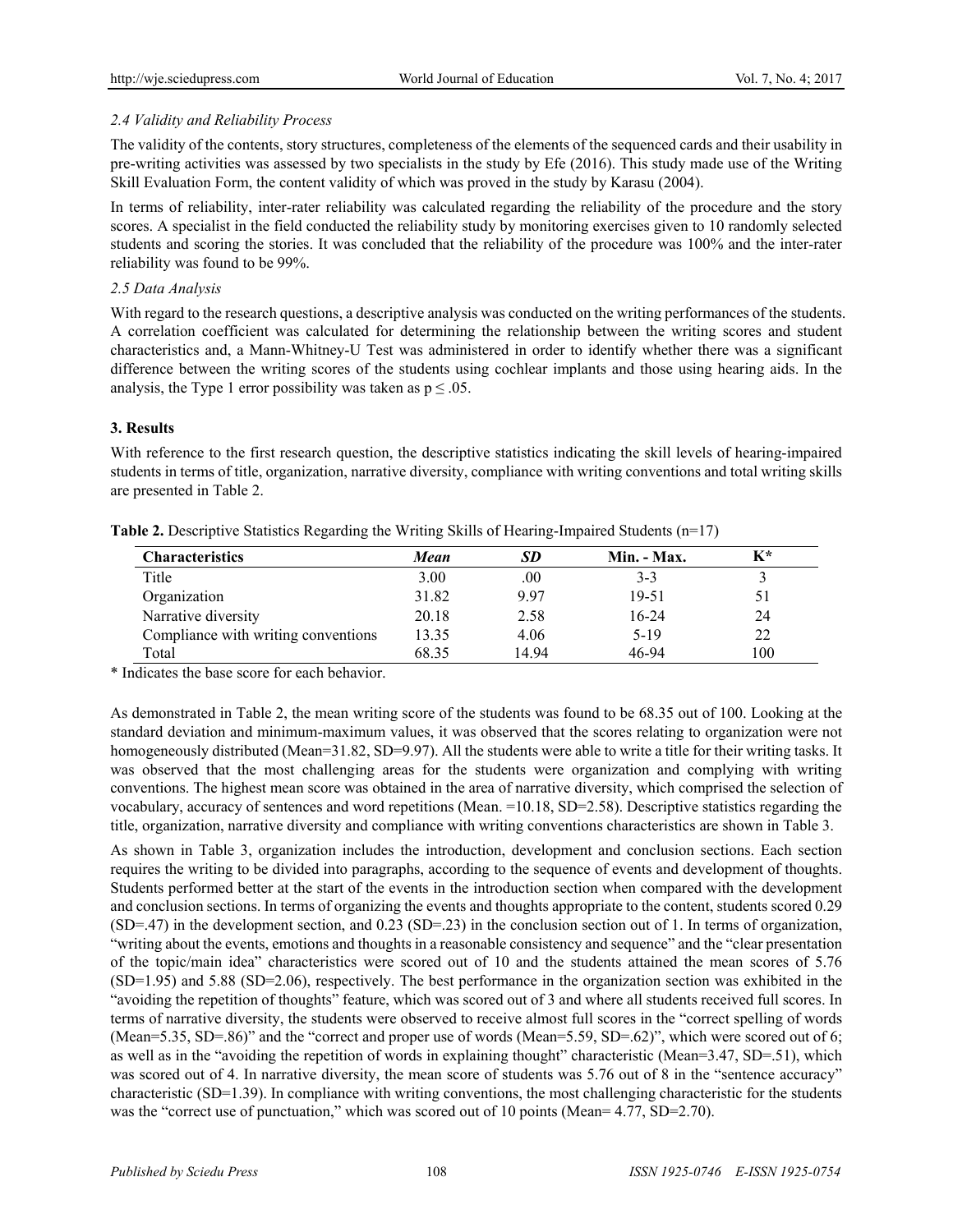### *2.4 Validity and Reliability Process*

The validity of the contents, story structures, completeness of the elements of the sequenced cards and their usability in pre-writing activities was assessed by two specialists in the study by Efe (2016). This study made use of the Writing Skill Evaluation Form, the content validity of which was proved in the study by Karasu (2004).

In terms of reliability, inter-rater reliability was calculated regarding the reliability of the procedure and the story scores. A specialist in the field conducted the reliability study by monitoring exercises given to 10 randomly selected students and scoring the stories. It was concluded that the reliability of the procedure was 100% and the inter-rater reliability was found to be 99%.

### *2.5 Data Analysis*

With regard to the research questions, a descriptive analysis was conducted on the writing performances of the students. A correlation coefficient was calculated for determining the relationship between the writing scores and student characteristics and, a Mann-Whitney-U Test was administered in order to identify whether there was a significant difference between the writing scores of the students using cochlear implants and those using hearing aids. In the analysis, the Type 1 error possibility was taken as $p \leq .05$.

## **3. Results**

With reference to the first research question, the descriptive statistics indicating the skill levels of hearing-impaired students in terms of title, organization, narrative diversity, compliance with writing conventions and total writing skills are presented in Table 2.

**Table 2.** Descriptive Statistics Regarding the Writing Skills of Hearing-Impaired Students (n=17)

| Characteristics | *Mean* | *SD* | Min. - Max. | K* |
|---|---|---|---|---|
| Title | 3.00 | .00 | 3-3 | 3 |
| Organization | 31.82 | 9.97 | 19-51 | 51 |
| Narrative diversity | 20.18 | 2.58 | 16-24 | 24 |
| Compliance with writing conventions | 13.35 | 4.06 | 5-19 | 22 |
| Total | 68.35 | 14.94 | 46-94 | 100 |

* Indicates the base score for each behavior.

As demonstrated in Table 2, the mean writing score of the students was found to be 68.35 out of 100. Looking at the standard deviation and minimum-maximum values, it was observed that the scores relating to organization were not homogeneously distributed (Mean=31.82, SD=9.97). All the students were able to write a title for their writing tasks. It was observed that the most challenging areas for the students were organization and complying with writing conventions. The highest mean score was obtained in the area of narrative diversity, which comprised the selection of vocabulary, accuracy of sentences and word repetitions (Mean. =10.18, SD=2.58). Descriptive statistics regarding the title, organization, narrative diversity and compliance with writing conventions characteristics are shown in Table 3.

As shown in Table 3, organization includes the introduction, development and conclusion sections. Each section requires the writing to be divided into paragraphs, according to the sequence of events and development of thoughts. Students performed better at the start of the events in the introduction section when compared with the development and conclusion sections. In terms of organizing the events and thoughts appropriate to the content, students scored 0.29 (SD=.47) in the development section, and 0.23 (SD=.23) in the conclusion section out of 1. In terms of organization, "writing about the events, emotions and thoughts in a reasonable consistency and sequence" and the "clear presentation of the topic/main idea" characteristics were scored out of 10 and the students attained the mean scores of 5.76 (SD=1.95) and 5.88 (SD=2.06), respectively. The best performance in the organization section was exhibited in the "avoiding the repetition of thoughts" feature, which was scored out of 3 and where all students received full scores. In terms of narrative diversity, the students were observed to receive almost full scores in the "correct spelling of words (Mean=5.35, SD=.86)" and the "correct and proper use of words (Mean=5.59, SD=.62)", which were scored out of 6; as well as in the "avoiding the repetition of words in explaining thought" characteristic (Mean=3.47, SD=.51), which was scored out of 4. In narrative diversity, the mean score of students was 5.76 out of 8 in the "sentence accuracy" characteristic (SD=1.39). In compliance with writing conventions, the most challenging characteristic for the students was the "correct use of punctuation," which was scored out of 10 points (Mean= 4.77, SD=2.70).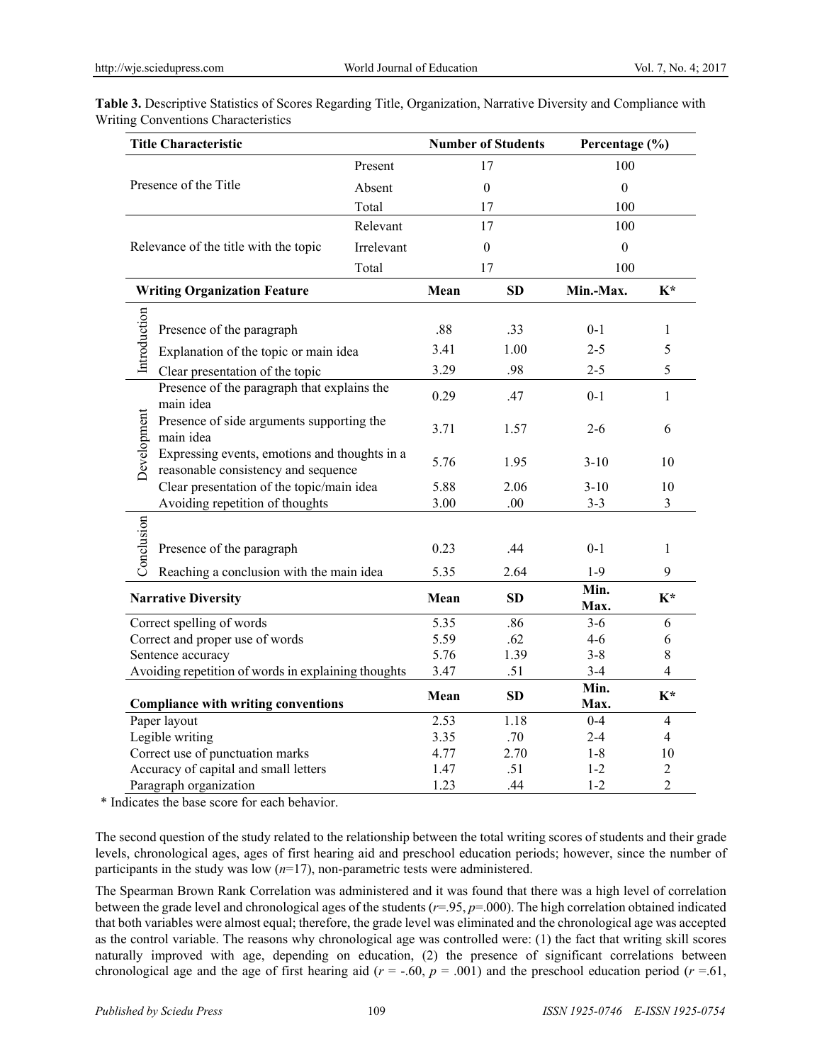**Table 3.** Descriptive Statistics of Scores Regarding Title, Organization, Narrative Diversity and Compliance with Writing Conventions Characteristics

| **Title Characteristic** | | | **Number of Students** | | **Percentage (%)** | |
|---|---|---|---|---|---|---|
| Presence of the Title | | Present | 17 | | 100 | |
| | | Absent | 0 | | 0 | |
| | | Total | 17 | | 100 | |
| Relevance of the title with the topic | | Relevant | 17 | | 100 | |
| | | Irrelevant | 0 | | 0 | |
| | | Total | 17 | | 100 | |
| **Writing Organization Feature** | | | **Mean** | **SD** | **Min.-Max.** | **K*** |
| Introduction | Presence of the paragraph | | .88 | .33 | 0-1 | 1 |
| | Explanation of the topic or main idea | | 3.41 | 1.00 | 2-5 | 5 |
| | Clear presentation of the topic | | 3.29 | .98 | 2-5 | 5 |
| Development | Presence of the paragraph that explains the main idea | | 0.29 | .47 | 0-1 | 1 |
| | Presence of side arguments supporting the main idea | | 3.71 | 1.57 | 2-6 | 6 |
| | Expressing events, emotions and thoughts in a reasonable consistency and sequence | | 5.76 | 1.95 | 3-10 | 10 |
| | Clear presentation of the topic/main idea | | 5.88 | 2.06 | 3-10 | 10 |
| | Avoiding repetition of thoughts | | 3.00 | .00 | 3-3 | 3 |
| Conclusion | Presence of the paragraph | | 0.23 | .44 | 0-1 | 1 |
| | Reaching a conclusion with the main idea | | 5.35 | 2.64 | 1-9 | 9 |
| **Narrative Diversity** | | | **Mean** | **SD** | **Min. Max.** | **K*** |
| Correct spelling of words | | | 5.35 | .86 | 3-6 | 6 |
| Correct and proper use of words | | | 5.59 | .62 | 4-6 | 6 |
| Sentence accuracy | | | 5.76 | 1.39 | 3-8 | 8 |
| Avoiding repetition of words in explaining thoughts | | | 3.47 | .51 | 3-4 | 4 |
| **Compliance with writing conventions** | | | **Mean** | **SD** | **Min. Max.** | **K*** |
| Paper layout | | | 2.53 | 1.18 | 0-4 | 4 |
| Legible writing | | | 3.35 | .70 | 2-4 | 4 |
| Correct use of punctuation marks | | | 4.77 | 2.70 | 1-8 | 10 |
| Accuracy of capital and small letters | | | 1.47 | .51 | 1-2 | 2 |
| Paragraph organization | | | 1.23 | .44 | 1-2 | 2 |

\* Indicates the base score for each behavior.

The second question of the study related to the relationship between the total writing scores of students and their grade levels, chronological ages, ages of first hearing aid and preschool education periods; however, since the number of participants in the study was low ($n$=17), non-parametric tests were administered.

The Spearman Brown Rank Correlation was administered and it was found that there was a high level of correlation between the grade level and chronological ages of the students ($r$=.95, $p$=.000). The high correlation obtained indicated that both variables were almost equal; therefore, the grade level was eliminated and the chronological age was accepted as the control variable. The reasons why chronological age was controlled were: (1) the fact that writing skill scores naturally improved with age, depending on education, (2) the presence of significant correlations between chronological age and the age of first hearing aid ($r$ = -.60, $p$ = .001) and the preschool education period ($r$ =.61,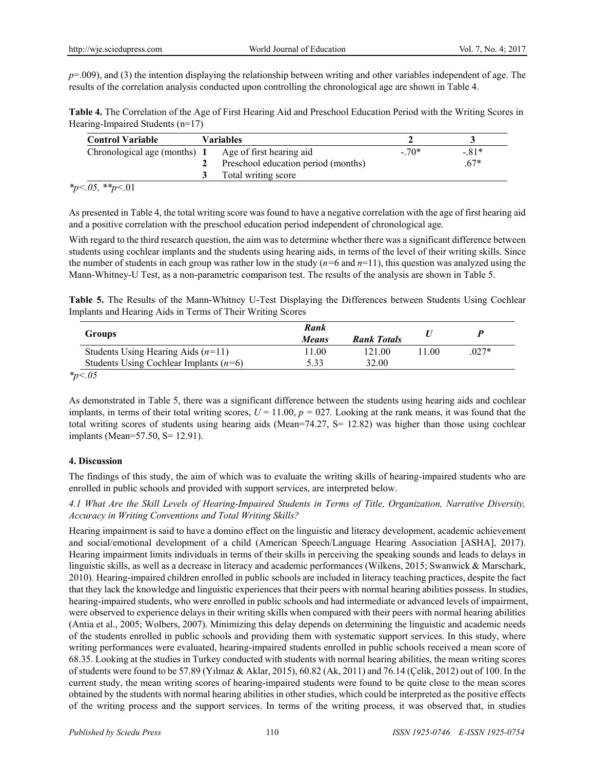$p$=.009), and (3) the intention displaying the relationship between writing and other variables independent of age. The results of the correlation analysis conducted upon controlling the chronological age are shown in Table 4.

**Table 4.** The Correlation of the Age of First Hearing Aid and Preschool Education Period with the Writing Scores in Hearing-Impaired Students (n=17)

| Control Variable | | Variables | 2 | 3 |
|---|---|---|---|---|
| Chronological age (months) | **1** | Age of first hearing aid | -.70* | -.81* |
| | **2** | Preschool education period (months) | | .67* |
| | **3** | Total writing score | | |

*$p$<.05, **$p$<.01

As presented in Table 4, the total writing score was found to have a negative correlation with the age of first hearing aid and a positive correlation with the preschool education period independent of chronological age.

With regard to the third research question, the aim was to determine whether there was a significant difference between students using cochlear implants and the students using hearing aids, in terms of the level of their writing skills. Since the number of students in each group was rather low in the study ($n$=6 and $n$=11), this question was analyzed using the Mann-Whitney-U Test, as a non-parametric comparison test. The results of the analysis are shown in Table 5.

**Table 5.** The Results of the Mann-Whitney U-Test Displaying the Differences between Students Using Cochlear Implants and Hearing Aids in Terms of Their Writing Scores

| Groups | *Rank Means* | *Rank Totals* | *U* | *P* |
|---|---|---|---|---|
| Students Using Hearing Aids ($n$=11) | 11.00 | 121.00 | 11.00 | .027* |
| Students Using Cochlear Implants ($n$=6) | 5.33 | 32.00 | | |

*$p$<.05

As demonstrated in Table 5, there was a significant difference between the students using hearing aids and cochlear implants, in terms of their total writing scores, $U$ = 11.00, $p$ = 027. Looking at the rank means, it was found that the total writing scores of students using hearing aids (Mean=74.27, S= 12.82) was higher than those using cochlear implants (Mean=57.50, S= 12.91).

### 4. Discussion

The findings of this study, the aim of which was to evaluate the writing skills of hearing-impaired students who are enrolled in public schools and provided with support services, are interpreted below.

#### *4.1 What Are the Skill Levels of Hearing-Impaired Students in Terms of Title, Organization, Narrative Diversity, Accuracy in Writing Conventions and Total Writing Skills?*

Hearing impairment is said to have a domino effect on the linguistic and literacy development, academic achievement and social/emotional development of a child (American Speech/Language Hearing Association [ASHA], 2017). Hearing impairment limits individuals in terms of their skills in perceiving the speaking sounds and leads to delays in linguistic skills, as well as a decrease in literacy and academic performances (Wilkens, 2015; Swanwick & Marschark, 2010). Hearing-impaired children enrolled in public schools are included in literacy teaching practices, despite the fact that they lack the knowledge and linguistic experiences that their peers with normal hearing abilities possess. In studies, hearing-impaired students, who were enrolled in public schools and had intermediate or advanced levels of impairment, were observed to experience delays in their writing skills when compared with their peers with normal hearing abilities (Antia et al., 2005; Wolbers, 2007). Minimizing this delay depends on determining the linguistic and academic needs of the students enrolled in public schools and providing them with systematic support services. In this study, where writing performances were evaluated, hearing-impaired students enrolled in public schools received a mean score of 68.35. Looking at the studies in Turkey conducted with students with normal hearing abilities, the mean writing scores of students were found to be 57.89 (Yılmaz & Aklar, 2015), 60.82 (Ak, 2011) and 76.14 (Çelik, 2012) out of 100. In the current study, the mean writing scores of hearing-impaired students were found to be quite close to the mean scores obtained by the students with normal hearing abilities in other studies, which could be interpreted as the positive effects of the writing process and the support services. In terms of the writing process, it was observed that, in studies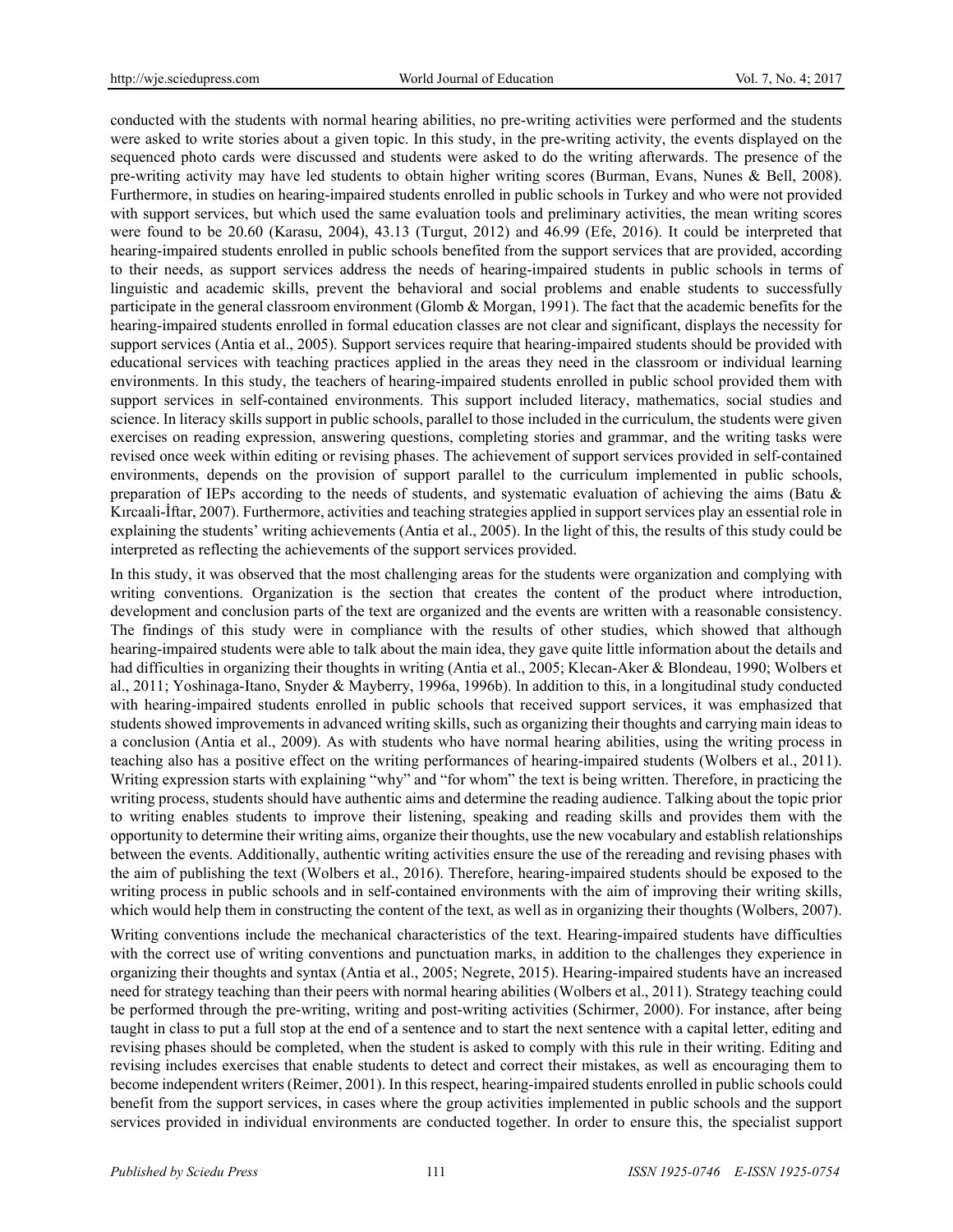conducted with the students with normal hearing abilities, no pre-writing activities were performed and the students were asked to write stories about a given topic. In this study, in the pre-writing activity, the events displayed on the sequenced photo cards were discussed and students were asked to do the writing afterwards. The presence of the pre-writing activity may have led students to obtain higher writing scores (Burman, Evans, Nunes & Bell, 2008). Furthermore, in studies on hearing-impaired students enrolled in public schools in Turkey and who were not provided with support services, but which used the same evaluation tools and preliminary activities, the mean writing scores were found to be 20.60 (Karasu, 2004), 43.13 (Turgut, 2012) and 46.99 (Efe, 2016). It could be interpreted that hearing-impaired students enrolled in public schools benefited from the support services that are provided, according to their needs, as support services address the needs of hearing-impaired students in public schools in terms of linguistic and academic skills, prevent the behavioral and social problems and enable students to successfully participate in the general classroom environment (Glomb & Morgan, 1991). The fact that the academic benefits for the hearing-impaired students enrolled in formal education classes are not clear and significant, displays the necessity for support services (Antia et al., 2005). Support services require that hearing-impaired students should be provided with educational services with teaching practices applied in the areas they need in the classroom or individual learning environments. In this study, the teachers of hearing-impaired students enrolled in public school provided them with support services in self-contained environments. This support included literacy, mathematics, social studies and science. In literacy skills support in public schools, parallel to those included in the curriculum, the students were given exercises on reading expression, answering questions, completing stories and grammar, and the writing tasks were revised once week within editing or revising phases. The achievement of support services provided in self-contained environments, depends on the provision of support parallel to the curriculum implemented in public schools, preparation of IEPs according to the needs of students, and systematic evaluation of achieving the aims (Batu & Kırcaali-İftar, 2007). Furthermore, activities and teaching strategies applied in support services play an essential role in explaining the students' writing achievements (Antia et al., 2005). In the light of this, the results of this study could be interpreted as reflecting the achievements of the support services provided.

In this study, it was observed that the most challenging areas for the students were organization and complying with writing conventions. Organization is the section that creates the content of the product where introduction, development and conclusion parts of the text are organized and the events are written with a reasonable consistency. The findings of this study were in compliance with the results of other studies, which showed that although hearing-impaired students were able to talk about the main idea, they gave quite little information about the details and had difficulties in organizing their thoughts in writing (Antia et al., 2005; Klecan-Aker & Blondeau, 1990; Wolbers et al., 2011; Yoshinaga-Itano, Snyder & Mayberry, 1996a, 1996b). In addition to this, in a longitudinal study conducted with hearing-impaired students enrolled in public schools that received support services, it was emphasized that students showed improvements in advanced writing skills, such as organizing their thoughts and carrying main ideas to a conclusion (Antia et al., 2009). As with students who have normal hearing abilities, using the writing process in teaching also has a positive effect on the writing performances of hearing-impaired students (Wolbers et al., 2011). Writing expression starts with explaining "why" and "for whom" the text is being written. Therefore, in practicing the writing process, students should have authentic aims and determine the reading audience. Talking about the topic prior to writing enables students to improve their listening, speaking and reading skills and provides them with the opportunity to determine their writing aims, organize their thoughts, use the new vocabulary and establish relationships between the events. Additionally, authentic writing activities ensure the use of the rereading and revising phases with the aim of publishing the text (Wolbers et al., 2016). Therefore, hearing-impaired students should be exposed to the writing process in public schools and in self-contained environments with the aim of improving their writing skills, which would help them in constructing the content of the text, as well as in organizing their thoughts (Wolbers, 2007).

Writing conventions include the mechanical characteristics of the text. Hearing-impaired students have difficulties with the correct use of writing conventions and punctuation marks, in addition to the challenges they experience in organizing their thoughts and syntax (Antia et al., 2005; Negrete, 2015). Hearing-impaired students have an increased need for strategy teaching than their peers with normal hearing abilities (Wolbers et al., 2011). Strategy teaching could be performed through the pre-writing, writing and post-writing activities (Schirmer, 2000). For instance, after being taught in class to put a full stop at the end of a sentence and to start the next sentence with a capital letter, editing and revising phases should be completed, when the student is asked to comply with this rule in their writing. Editing and revising includes exercises that enable students to detect and correct their mistakes, as well as encouraging them to become independent writers (Reimer, 2001). In this respect, hearing-impaired students enrolled in public schools could benefit from the support services, in cases where the group activities implemented in public schools and the support services provided in individual environments are conducted together. In order to ensure this, the specialist support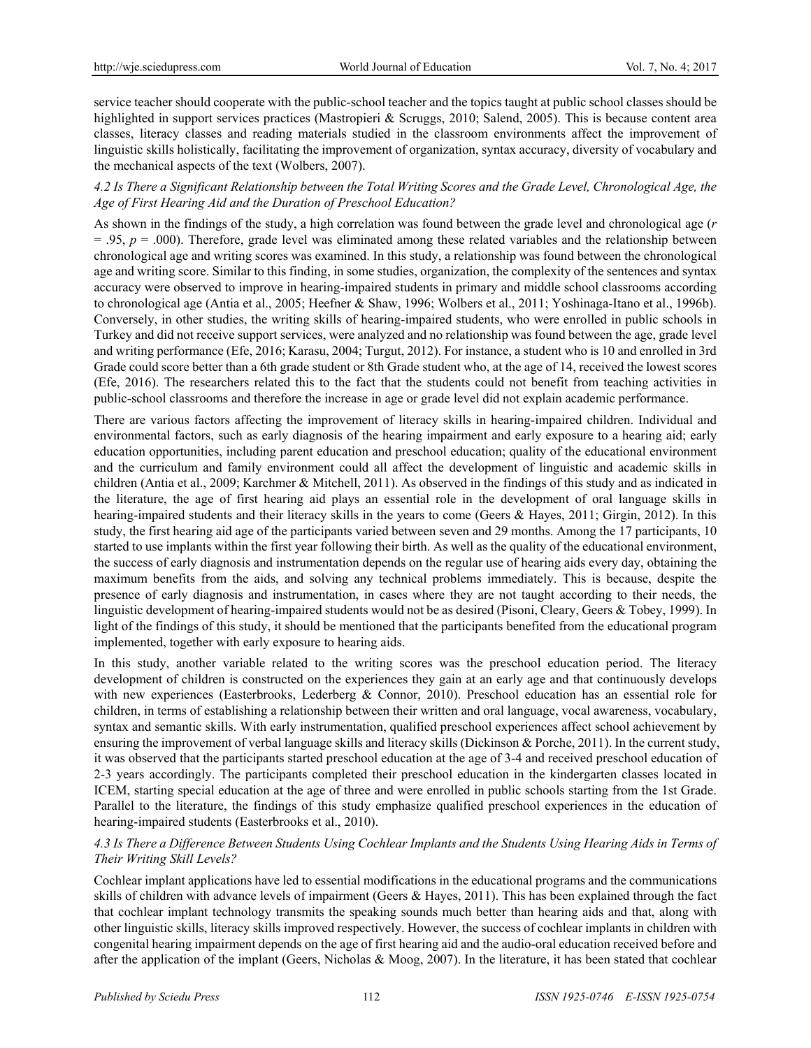service teacher should cooperate with the public-school teacher and the topics taught at public school classes should be highlighted in support services practices (Mastropieri & Scruggs, 2010; Salend, 2005). This is because content area classes, literacy classes and reading materials studied in the classroom environments affect the improvement of linguistic skills holistically, facilitating the improvement of organization, syntax accuracy, diversity of vocabulary and the mechanical aspects of the text (Wolbers, 2007).

### *4.2 Is There a Significant Relationship between the Total Writing Scores and the Grade Level, Chronological Age, the Age of First Hearing Aid and the Duration of Preschool Education?*

As shown in the findings of the study, a high correlation was found between the grade level and chronological age ($r = .95$, $p = .000$). Therefore, grade level was eliminated among these related variables and the relationship between chronological age and writing scores was examined. In this study, a relationship was found between the chronological age and writing score. Similar to this finding, in some studies, organization, the complexity of the sentences and syntax accuracy were observed to improve in hearing-impaired students in primary and middle school classrooms according to chronological age (Antia et al., 2005; Heefner & Shaw, 1996; Wolbers et al., 2011; Yoshinaga-Itano et al., 1996b). Conversely, in other studies, the writing skills of hearing-impaired students, who were enrolled in public schools in Turkey and did not receive support services, were analyzed and no relationship was found between the age, grade level and writing performance (Efe, 2016; Karasu, 2004; Turgut, 2012). For instance, a student who is 10 and enrolled in 3rd Grade could score better than a 6th grade student or 8th Grade student who, at the age of 14, received the lowest scores (Efe, 2016). The researchers related this to the fact that the students could not benefit from teaching activities in public-school classrooms and therefore the increase in age or grade level did not explain academic performance.

There are various factors affecting the improvement of literacy skills in hearing-impaired children. Individual and environmental factors, such as early diagnosis of the hearing impairment and early exposure to a hearing aid; early education opportunities, including parent education and preschool education; quality of the educational environment and the curriculum and family environment could all affect the development of linguistic and academic skills in children (Antia et al., 2009; Karchmer & Mitchell, 2011). As observed in the findings of this study and as indicated in the literature, the age of first hearing aid plays an essential role in the development of oral language skills in hearing-impaired students and their literacy skills in the years to come (Geers & Hayes, 2011; Girgin, 2012). In this study, the first hearing aid age of the participants varied between seven and 29 months. Among the 17 participants, 10 started to use implants within the first year following their birth. As well as the quality of the educational environment, the success of early diagnosis and instrumentation depends on the regular use of hearing aids every day, obtaining the maximum benefits from the aids, and solving any technical problems immediately. This is because, despite the presence of early diagnosis and instrumentation, in cases where they are not taught according to their needs, the linguistic development of hearing-impaired students would not be as desired (Pisoni, Cleary, Geers & Tobey, 1999). In light of the findings of this study, it should be mentioned that the participants benefited from the educational program implemented, together with early exposure to hearing aids.

In this study, another variable related to the writing scores was the preschool education period. The literacy development of children is constructed on the experiences they gain at an early age and that continuously develops with new experiences (Easterbrooks, Lederberg & Connor, 2010). Preschool education has an essential role for children, in terms of establishing a relationship between their written and oral language, vocal awareness, vocabulary, syntax and semantic skills. With early instrumentation, qualified preschool experiences affect school achievement by ensuring the improvement of verbal language skills and literacy skills (Dickinson & Porche, 2011). In the current study, it was observed that the participants started preschool education at the age of 3-4 and received preschool education of 2-3 years accordingly. The participants completed their preschool education in the kindergarten classes located in ICEM, starting special education at the age of three and were enrolled in public schools starting from the 1st Grade. Parallel to the literature, the findings of this study emphasize qualified preschool experiences in the education of hearing-impaired students (Easterbrooks et al., 2010).

### *4.3 Is There a Difference Between Students Using Cochlear Implants and the Students Using Hearing Aids in Terms of Their Writing Skill Levels?*

Cochlear implant applications have led to essential modifications in the educational programs and the communications skills of children with advance levels of impairment (Geers & Hayes, 2011). This has been explained through the fact that cochlear implant technology transmits the speaking sounds much better than hearing aids and that, along with other linguistic skills, literacy skills improved respectively. However, the success of cochlear implants in children with congenital hearing impairment depends on the age of first hearing aid and the audio-oral education received before and after the application of the implant (Geers, Nicholas & Moog, 2007). In the literature, it has been stated that cochlear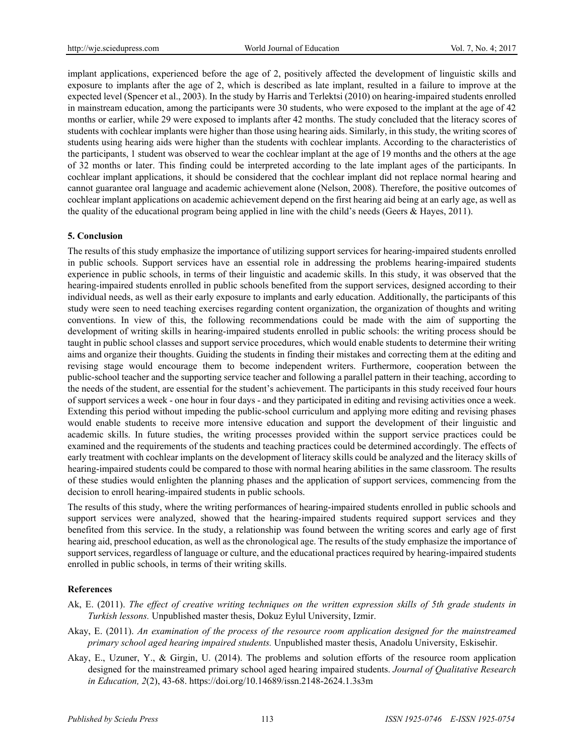implant applications, experienced before the age of 2, positively affected the development of linguistic skills and exposure to implants after the age of 2, which is described as late implant, resulted in a failure to improve at the expected level (Spencer et al., 2003). In the study by Harris and Terlektsi (2010) on hearing-impaired students enrolled in mainstream education, among the participants were 30 students, who were exposed to the implant at the age of 42 months or earlier, while 29 were exposed to implants after 42 months. The study concluded that the literacy scores of students with cochlear implants were higher than those using hearing aids. Similarly, in this study, the writing scores of students using hearing aids were higher than the students with cochlear implants. According to the characteristics of the participants, 1 student was observed to wear the cochlear implant at the age of 19 months and the others at the age of 32 months or later. This finding could be interpreted according to the late implant ages of the participants. In cochlear implant applications, it should be considered that the cochlear implant did not replace normal hearing and cannot guarantee oral language and academic achievement alone (Nelson, 2008). Therefore, the positive outcomes of cochlear implant applications on academic achievement depend on the first hearing aid being at an early age, as well as the quality of the educational program being applied in line with the child's needs (Geers & Hayes, 2011).

## 5. Conclusion

The results of this study emphasize the importance of utilizing support services for hearing-impaired students enrolled in public schools. Support services have an essential role in addressing the problems hearing-impaired students experience in public schools, in terms of their linguistic and academic skills. In this study, it was observed that the hearing-impaired students enrolled in public schools benefited from the support services, designed according to their individual needs, as well as their early exposure to implants and early education. Additionally, the participants of this study were seen to need teaching exercises regarding content organization, the organization of thoughts and writing conventions. In view of this, the following recommendations could be made with the aim of supporting the development of writing skills in hearing-impaired students enrolled in public schools: the writing process should be taught in public school classes and support service procedures, which would enable students to determine their writing aims and organize their thoughts. Guiding the students in finding their mistakes and correcting them at the editing and revising stage would encourage them to become independent writers. Furthermore, cooperation between the public-school teacher and the supporting service teacher and following a parallel pattern in their teaching, according to the needs of the student, are essential for the student's achievement. The participants in this study received four hours of support services a week - one hour in four days - and they participated in editing and revising activities once a week. Extending this period without impeding the public-school curriculum and applying more editing and revising phases would enable students to receive more intensive education and support the development of their linguistic and academic skills. In future studies, the writing processes provided within the support service practices could be examined and the requirements of the students and teaching practices could be determined accordingly. The effects of early treatment with cochlear implants on the development of literacy skills could be analyzed and the literacy skills of hearing-impaired students could be compared to those with normal hearing abilities in the same classroom. The results of these studies would enlighten the planning phases and the application of support services, commencing from the decision to enroll hearing-impaired students in public schools.

The results of this study, where the writing performances of hearing-impaired students enrolled in public schools and support services were analyzed, showed that the hearing-impaired students required support services and they benefited from this service. In the study, a relationship was found between the writing scores and early age of first hearing aid, preschool education, as well as the chronological age. The results of the study emphasize the importance of support services, regardless of language or culture, and the educational practices required by hearing-impaired students enrolled in public schools, in terms of their writing skills.

## References

Ak, E. (2011). *The effect of creative writing techniques on the written expression skills of 5th grade students in Turkish lessons.* Unpublished master thesis, Dokuz Eylul University, Izmir.

Akay, E. (2011). *An examination of the process of the resource room application designed for the mainstreamed primary school aged hearing impaired students.* Unpublished master thesis, Anadolu University, Eskisehir.

Akay, E., Uzuner, Y., & Girgin, U. (2014). The problems and solution efforts of the resource room application designed for the mainstreamed primary school aged hearing impaired students. *Journal of Qualitative Research in Education, 2*(2), 43-68. https://doi.org/10.14689/issn.2148-2624.1.3s3m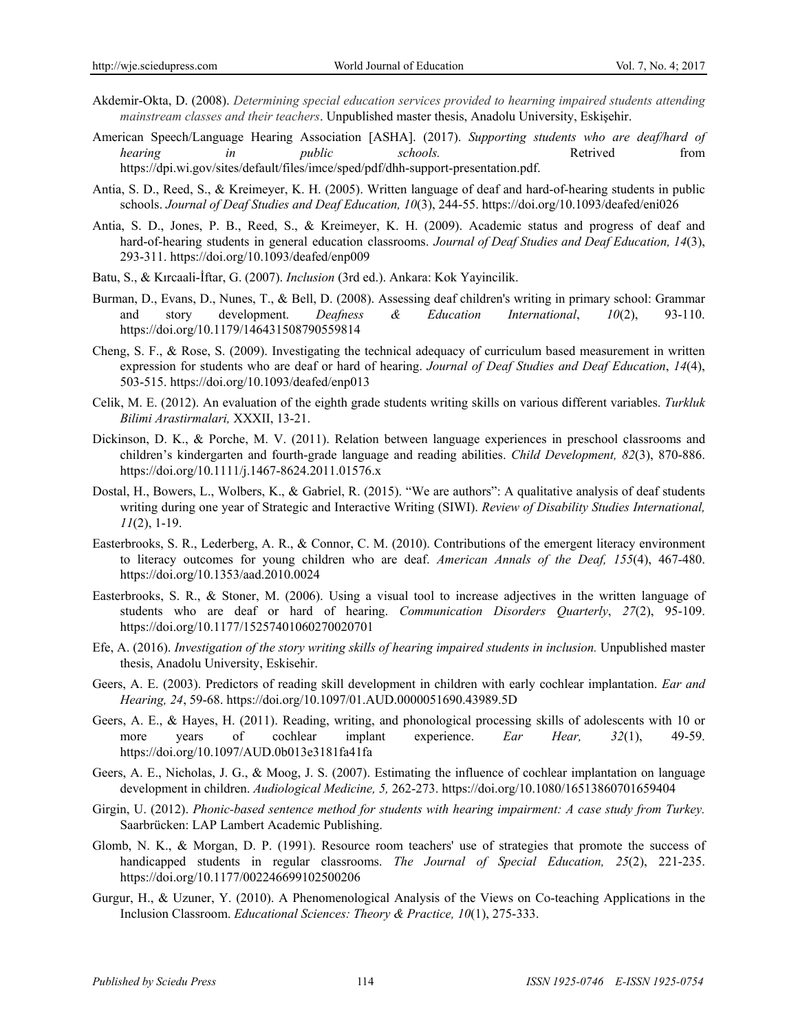Akdemir-Okta, D. (2008). *Determining special education services provided to hearning impaired students attending mainstream classes and their teachers*. Unpublished master thesis, Anadolu University, Eskişehir.

American Speech/Language Hearing Association [ASHA]. (2017). *Supporting students who are deaf/hard of hearing in public schools.* Retrived from https://dpi.wi.gov/sites/default/files/imce/sped/pdf/dhh-support-presentation.pdf.

Antia, S. D., Reed, S., & Kreimeyer, K. H. (2005). Written language of deaf and hard-of-hearing students in public schools. *Journal of Deaf Studies and Deaf Education, 10*(3), 244-55. https://doi.org/10.1093/deafed/eni026

Antia, S. D., Jones, P. B., Reed, S., & Kreimeyer, K. H. (2009). Academic status and progress of deaf and hard-of-hearing students in general education classrooms. *Journal of Deaf Studies and Deaf Education, 14*(3), 293-311. https://doi.org/10.1093/deafed/enp009

Batu, S., & Kırcaali-İftar, G. (2007). *Inclusion* (3rd ed.). Ankara: Kok Yayincilik.

Burman, D., Evans, D., Nunes, T., & Bell, D. (2008). Assessing deaf children's writing in primary school: Grammar and story development. *Deafness & Education International*, *10*(2), 93-110. https://doi.org/10.1179/146431508790559814

Cheng, S. F., & Rose, S. (2009). Investigating the technical adequacy of curriculum based measurement in written expression for students who are deaf or hard of hearing. *Journal of Deaf Studies and Deaf Education*, *14*(4), 503-515. https://doi.org/10.1093/deafed/enp013

Celik, M. E. (2012). An evaluation of the eighth grade students writing skills on various different variables. *Turkluk Bilimi Arastirmalari,* XXXII, 13-21.

Dickinson, D. K., & Porche, M. V. (2011). Relation between language experiences in preschool classrooms and children's kindergarten and fourth-grade language and reading abilities. *Child Development, 82*(3), 870-886. https://doi.org/10.1111/j.1467-8624.2011.01576.x

Dostal, H., Bowers, L., Wolbers, K., & Gabriel, R. (2015). "We are authors": A qualitative analysis of deaf students writing during one year of Strategic and Interactive Writing (SIWI). *Review of Disability Studies International, 11*(2), 1-19.

Easterbrooks, S. R., Lederberg, A. R., & Connor, C. M. (2010). Contributions of the emergent literacy environment to literacy outcomes for young children who are deaf. *American Annals of the Deaf, 155*(4), 467-480. https://doi.org/10.1353/aad.2010.0024

Easterbrooks, S. R., & Stoner, M. (2006). Using a visual tool to increase adjectives in the written language of students who are deaf or hard of hearing. *Communication Disorders Quarterly*, *27*(2), 95-109. https://doi.org/10.1177/15257401060270020701

Efe, A. (2016). *Investigation of the story writing skills of hearing impaired students in inclusion.* Unpublished master thesis, Anadolu University, Eskisehir.

Geers, A. E. (2003). Predictors of reading skill development in children with early cochlear implantation. *Ear and Hearing, 24*, 59-68. https://doi.org/10.1097/01.AUD.0000051690.43989.5D

Geers, A. E., & Hayes, H. (2011). Reading, writing, and phonological processing skills of adolescents with 10 or more years of cochlear implant experience. *Ear Hear, 32*(1), 49-59. https://doi.org/10.1097/AUD.0b013e3181fa41fa

Geers, A. E., Nicholas, J. G., & Moog, J. S. (2007). Estimating the influence of cochlear implantation on language development in children. *Audiological Medicine, 5,* 262-273. https://doi.org/10.1080/16513860701659404

Girgin, U. (2012). *Phonic-based sentence method for students with hearing impairment: A case study from Turkey.* Saarbrücken: LAP Lambert Academic Publishing.

Glomb, N. K., & Morgan, D. P. (1991). Resource room teachers' use of strategies that promote the success of handicapped students in regular classrooms. *The Journal of Special Education, 25*(2), 221-235. https://doi.org/10.1177/002246699102500206

Gurgur, H., & Uzuner, Y. (2010). A Phenomenological Analysis of the Views on Co-teaching Applications in the Inclusion Classroom. *Educational Sciences: Theory & Practice, 10*(1), 275-333.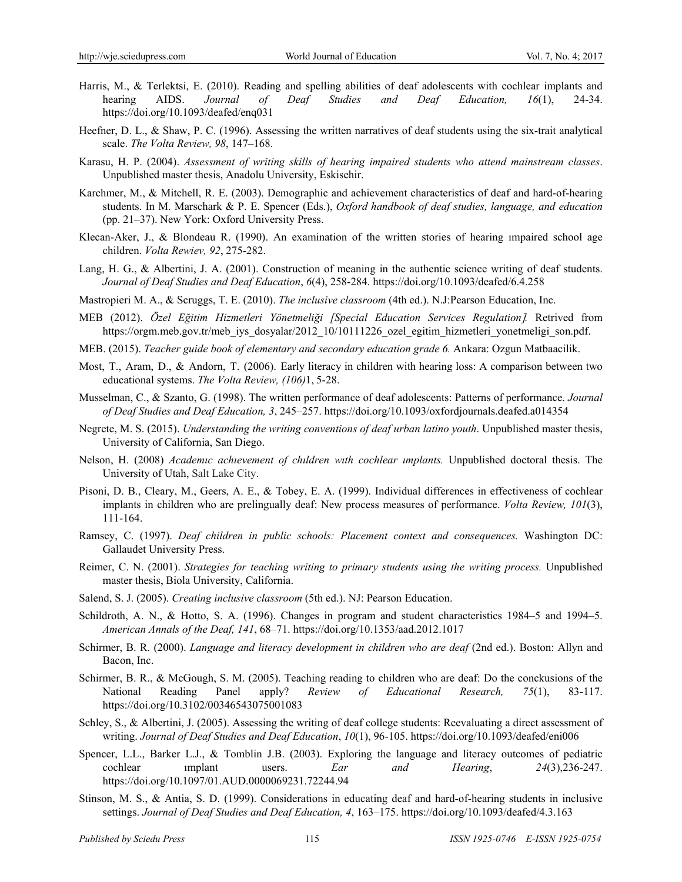Harris, M., & Terlektsi, E. (2010). Reading and spelling abilities of deaf adolescents with cochlear implants and hearing AIDS. *Journal of Deaf Studies and Deaf Education, 16*(1), 24-34. https://doi.org/10.1093/deafed/enq031

Heefner, D. L., & Shaw, P. C. (1996). Assessing the written narratives of deaf students using the six-trait analytical scale. *The Volta Review, 98*, 147–168.

Karasu, H. P. (2004). *Assessment of writing skills of hearing impaired students who attend mainstream classes*. Unpublished master thesis, Anadolu University, Eskisehir.

Karchmer, M., & Mitchell, R. E. (2003). Demographic and achievement characteristics of deaf and hard-of-hearing students. In M. Marschark & P. E. Spencer (Eds.), *Oxford handbook of deaf studies, language, and education* (pp. 21–37). New York: Oxford University Press.

Klecan-Aker, J., & Blondeau R. (1990). An examination of the written stories of hearing ımpaired school age children. *Volta Rewiev, 92*, 275-282.

Lang, H. G., & Albertini, J. A. (2001). Construction of meaning in the authentic science writing of deaf students. *Journal of Deaf Studies and Deaf Education*, *6*(4), 258-284. https://doi.org/10.1093/deafed/6.4.258

Mastropieri M. A., & Scruggs, T. E. (2010). *The inclusive classroom* (4th ed.). N.J:Pearson Education, Inc.

MEB (2012). *Özel Eğitim Hizmetleri Yönetmeliği [Special Education Services Regulation].* Retrived from https://orgm.meb.gov.tr/meb_iys_dosyalar/2012_10/10111226_ozel_egitim_hizmetleri_yonetmeligi_son.pdf.

MEB. (2015). *Teacher guide book of elementary and secondary education grade 6.* Ankara: Ozgun Matbaacilik.

Most, T., Aram, D., & Andorn, T. (2006). Early literacy in children with hearing loss: A comparison between two educational systems. *The Volta Review, (106)*1, 5-28.

Musselman, C., & Szanto, G. (1998). The written performance of deaf adolescents: Patterns of performance. *Journal of Deaf Studies and Deaf Education, 3*, 245–257. https://doi.org/10.1093/oxfordjournals.deafed.a014354

Negrete, M. S. (2015). *Understanding the writing conventions of deaf urban latino youth*. Unpublished master thesis, University of California, San Diego.

Nelson, H. (2008) *Academıc achıevement of chıldren wıth cochlear ımplants.* Unpublished doctoral thesis. The University of Utah, Salt Lake City.

Pisoni, D. B., Cleary, M., Geers, A. E., & Tobey, E. A. (1999). Individual differences in effectiveness of cochlear implants in children who are prelingually deaf: New process measures of performance. *Volta Review, 101*(3), 111-164.

Ramsey, C. (1997). *Deaf children in public schools: Placement context and consequences.* Washington DC: Gallaudet University Press.

Reimer, C. N. (2001). *Strategies for teaching writing to primary students using the writing process.* Unpublished master thesis, Biola University, California.

Salend, S. J. (2005). *Creating inclusive classroom* (5th ed.). NJ: Pearson Education.

Schildroth, A. N., & Hotto, S. A. (1996). Changes in program and student characteristics 1984–5 and 1994–5. *American Annals of the Deaf, 141*, 68–71. https://doi.org/10.1353/aad.2012.1017

Schirmer, B. R. (2000). *Language and literacy development in children who are deaf* (2nd ed.). Boston: Allyn and Bacon, Inc.

Schirmer, B. R., & McGough, S. M. (2005). Teaching reading to children who are deaf: Do the conckusions of the National Reading Panel apply? *Review of Educational Research, 75*(1), 83-117. https://doi.org/10.3102/00346543075001083

Schley, S., & Albertini, J. (2005). Assessing the writing of deaf college students: Reevaluating a direct assessment of writing. *Journal of Deaf Studies and Deaf Education*, *10*(1), 96-105. https://doi.org/10.1093/deafed/eni006

Spencer, L.L., Barker L.J., & Tomblin J.B. (2003). Exploring the language and literacy outcomes of pediatric cochlear ımplant users. *Ear and Hearing*, *24*(3),236-247. https://doi.org/10.1097/01.AUD.0000069231.72244.94

Stinson, M. S., & Antia, S. D. (1999). Considerations in educating deaf and hard-of-hearing students in inclusive settings. *Journal of Deaf Studies and Deaf Education, 4*, 163–175. https://doi.org/10.1093/deafed/4.3.163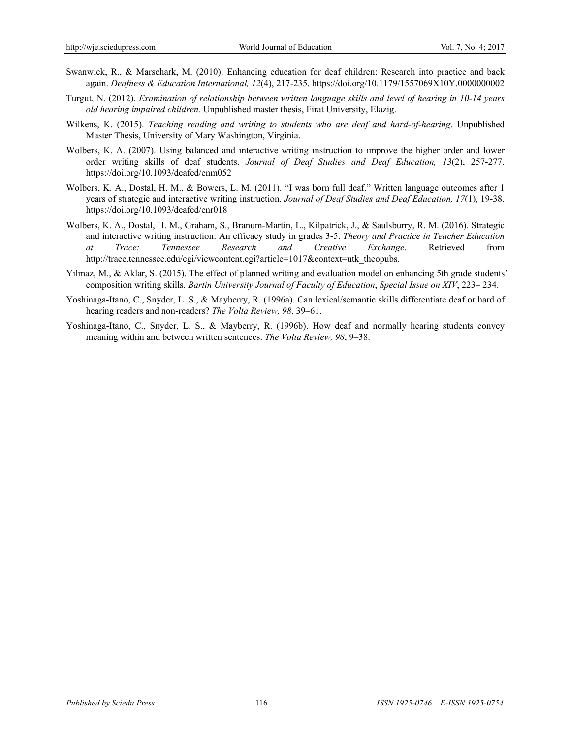Swanwick, R., & Marschark, M. (2010). Enhancing education for deaf children: Research into practice and back again. *Deafness & Education International, 12*(4), 217-235. https://doi.org/10.1179/1557069X10Y.0000000002

Turgut, N. (2012). *Examination of relationship between written language skills and level of hearing in 10-14 years old hearing impaired children.* Unpublished master thesis, Firat University, Elazig.

Wilkens, K. (2015). *Teaching reading and writing to students who are deaf and hard-of-hearing*. Unpublished Master Thesis, University of Mary Washington, Virginia.

Wolbers, K. A. (2007). Using balanced and ınteractive writing ınstruction to ımprove the higher order and lower order writing skills of deaf students. *Journal of Deaf Studies and Deaf Education, 13*(2), 257-277. https://doi.org/10.1093/deafed/enm052

Wolbers, K. A., Dostal, H. M., & Bowers, L. M. (2011). "I was born full deaf." Written language outcomes after 1 years of strategic and interactive writing instruction. *Journal of Deaf Studies and Deaf Education, 17*(1), 19-38. https://doi.org/10.1093/deafed/enr018

Wolbers, K. A., Dostal, H. M., Graham, S., Branum-Martin, L., Kilpatrick, J., & Saulsburry, R. M. (2016). Strategic and interactive writing instruction: An efficacy study in grades 3-5. *Theory and Practice in Teacher Education at Trace: Tennessee Research and Creative Exchange*. Retrieved from http://trace.tennessee.edu/cgi/viewcontent.cgi?article=1017&context=utk_theopubs.

Yılmaz, M., & Aklar, S. (2015). The effect of planned writing and evaluation model on enhancing 5th grade students' composition writing skills. *Bartin University Journal of Faculty of Education*, *Special Issue on XIV*, 223– 234.

Yoshinaga-Itano, C., Snyder, L. S., & Mayberry, R. (1996a). Can lexical/semantic skills differentiate deaf or hard of hearing readers and non-readers? *The Volta Review, 98*, 39–61.

Yoshinaga-Itano, C., Snyder, L. S., & Mayberry, R. (1996b). How deaf and normally hearing students convey meaning within and between written sentences. *The Volta Review, 98*, 9–38.